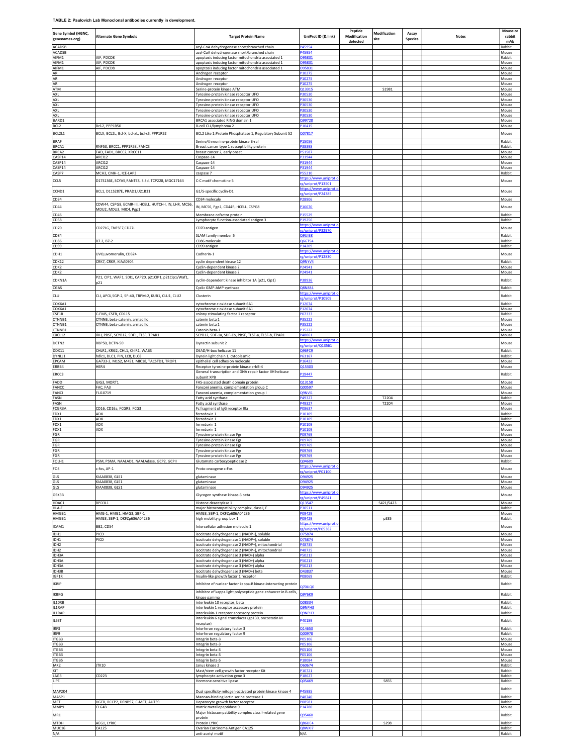**TABLE 2: Paulovich Lab Monoclonal antibodies currently in development.**

| Gene Symbol (HGNC, genenames.org) | Alternate Gene Symbols | Target Protein Name | UniProt ID (& link) | Peptide Modification detected | Modification site | Assay Species | Notes | Mouse or rabbit mAb |
|---|---|---|---|---|---|---|---|---|
| ACADSB | | acyl-CoA dehydrogenase short/branched chain | P45954 | | | | | Rabbit |
| ACADSB | | acyl-CoA dehydrogenase short/branched chain | P45954 | | | | | Mouse |
| AIFM1 | AIF, PDCD8 | apoptosis inducing factor mitochondria associated 1 | O95831 | | | | | Rabbit |
| AIFM1 | AIF, PDCD8 | apoptosis inducing factor mitochondria associated 1 | O95831 | | | | | Mouse |
| AIFM1 | AIF, PDCD8 | apoptosis inducing factor mitochondria associated 1 | O95831 | | | | | Mouse |
| AR | | Androgen receptor | P10275 | | | | | Mouse |
| AR | | Androgen receptor | P10275 | | | | | Mouse |
| AR | | Androgen receptor | P10275 | | | | | Mouse |
| ATM | | Serine-protein kinase ATM | Q13315 | | S1981 | | | Mouse |
| AXL | | Tyrosine-protein kinase receptor UFO | P30530 | | | | | Mouse |
| AXL | | Tyrosine-protein kinase receptor UFO | P30530 | | | | | Mouse |
| AXL | | Tyrosine-protein kinase receptor UFO | P30530 | | | | | Mouse |
| AXL | | Tyrosine-protein kinase receptor UFO | P30530 | | | | | Mouse |
| AXL | | Tyrosine-protein kinase receptor UFO | P30530 | | | | | Mouse |
| BARD1 | | BRCA1 associated RING domain 1 | Q99728 | | | | | Mouse |
| BCL2 | Bcl-2, PPP1R50 | B-cell CLL/lymphoma 2 | P10415 | | | | | Mouse |
| BCL2L1 | BCLX, BCL2L, Bcl-X, bcl-xL, bcl-xS, PPP1R52 | BCL2 Like 1;Protein Phosphatase 1, Regulatory Subunit 52 | Q07817 | | | | | Mouse |
| BRAF | | Serine/threonine-protein kinase B-raf | P15056 | | | | | Rabbit |
| BRCA1 | RNF53, BRCC1, PPP1R53, FANCS | Breast cancer type 1 susceptibility protein | P38398 | | | | | Rabbit |
| BRCA2 | FAD, FAD1, BRCC2, XRCC11 | breast cancer 2, early onset | P51587 | | | | | Mouse |
| CASP14 | ARCI12 | Caspase-14 | P31944 | | | | | Mouse |
| CASP14 | ARCI12 | Caspase-14 | P31944 | | | | | Mouse |
| CASP14 | ARCI12 | Caspase-14 | P31944 | | | | | Mouse |
| CASP7 | MCH3, CMH-1, ICE-LAP3 | caspase 7 | P55210 | | | | | Rabbit |
| CCL5 | D17S136E, SCYA5,RANTES, SISd, TCP228, MGC17164 | C-C motif chemokine 5 | https://www.uniprot.org/uniprot/P13501 | | | | | Mouse |
| CCND1 | BCL1, D11S287E, PRAD1,U21B31 | G1/S-specific cyclin-D1 | https://www.uniprot.org/uniprot/P24385 | | | | | Mouse |
| CD34 | | CD34 molecule | P28906 | | | | | Mouse |
| CD44 | CDW44, CSPG8, ECMR-III, HCELL, HUTCH-I, IN, LHR, MC56, MDU2, MDU3, MIC4, Pgp1 | IN, MC56, Pgp1, CD44R, HCELL, CSPG8 | P16070 | | | | | Mouse |
| CD46 | | Membrane cofactor protein | P15529 | | | | | Rabbit |
| CD58 | | Lymphocyte function-associated antigen 3 | P19256 | | | | | Rabbit |
| CD70 | CD27LG, TNFSF7,CD27L | CD70 antigen | https://www.uniprot.org/uniprot/P32970 | | | | | Mouse |
| CD84 | | SLAM family member 5 | Q9UIB8 | | | | | Rabbit |
| CD86 | B7.2, B7-2 | CD86 molecule | Q6GTS4 | | | | | Rabbit |
| CD99 | | CD99 antigen | P14209 | | | | | Rabbit |
| CDH1 | UVO,uvomorulin, CD324 | Cadherin-1 | https://www.uniprot.org/uniprot/P12830 | | | | | Mouse |
| CDK12 | CRK7, CRKR, KIAA0904 | cyclin dependent kinase 12 | Q9NYV4 | | | | | Rabbit |
| CDK2 | | Cyclin-dependent kinase 2 | P24941 | | | | | Mouse |
| CDK2 | | Cyclin-dependent kinase 2 | P24941 | | | | | Mouse |
| CDKN1A | P21, CIP1, WAF1, SDI1, CAP20, p21CIP1, p21Cip1/Waf1, p21 | cyclin-dependent kinase inhibitor 1A (p21, Cip1) | P38936 | | | | | Rabbit |
| CGAS | | Cyclic GMP-AMP synthase | Q8N884 | | | | | Rabbit |
| CLU | CLI, APOJ,SGP-2, SP-40, TRPM-2, KUB1, CLU1, CLU2 | Clusterin | https://www.uniprot.org/uniprot/P10909 | | | | | Rabbit |
| COX6A1 | | cytochrome c oxidase subunit 6A1 | P12074 | | | | | Rabbit |
| COX6A1 | | cytochrome c oxidase subunit 6A1 | P12074 | | | | | Mouse |
| CSF1R | C-FMS, CSFR, CD115 | colony stimulating factor 1 receptor | P07333 | | | | | Rabbit |
| CTNNB1 | CTNNB, beta-catenin, armadillo | catenin beta 1 | P35222 | | | | | Mouse |
| CTNNB1 | CTNNB, beta-catenin, armadillo | catenin beta 1 | P35222 | | | | | Mouse |
| CTNNB1 | | Catenin beta-1 | P35222 | | | | | Mouse |
| CXCL12 | IRH, PBSF, SCYB12, SDF1, TLSF, TPAR1 | SCYB12, SDF-1a, SDF-1b, PBSF, TLSF-a, TLSF-b, TPAR1 | P48061 | | | | | Mouse |
| DCTN2 | RBP50, DCTN-50 | Dynactin subunit 2 | https://www.uniprot.org/uniprot/Q13561 | | | | | Mouse |
| DDX11 | CHLR1, KRG2, CHL1, ChlR1, WABS | DEAD/H-box helicase 11 | Q96FC9 | | | | | Rabbit |
| DYNLL1 | hdlc1, DLC1, PIN, LC8, DLC8 | Dynein light chain 1, cytoplasmic | P63167 | | | | | Rabbit |
| EPCAM | GA733-2, M1S2, M4S1, MIC18, TACSTD1, TROP1 | epithelial cell adhesion molecule | P16422 | | | | | Mouse |
| ERBB4 | HER4 | Receptor tyrosine-protein kinase erbB-4 | Q15303 | | | | | Mouse |
| ERCC3 | | General transcription and DNA repair factor IIH helicase subunit XPB | P19447 | | | | | Rabbit |
| FADD | GIG3, MORT1 | FAS-associated death domain protein | Q13158 | | | | | Mouse |
| FANCC | FAC, FA3 | Fanconi anemia, complementation group C | Q00597 | | | | | Mouse |
| FANCI | FLJ10719 | Fanconi anemia, complementation group I | Q9NVI1 | | | | | Mouse |
| FASN | | Fatty acid synthase | P49327 | | T2204 | | | Rabbit |
| FASN | | Fatty acid synthase | P49327 | | T2204 | | | Mouse |
| FCGR3A | CD16, CD16a, FCGR3, FCG3 | Fc fragment of IgG receptor IIIa | P08637 | | | | | Mouse |
| FDX1 | ADX | ferredoxin 1 | P10109 | | | | | Rabbit |
| FDX1 | ADX | ferredoxin 1 | P10109 | | | | | Rabbit |
| FDX1 | ADX | ferredoxin 1 | P10109 | | | | | Mouse |
| FDX1 | ADX | ferredoxin 1 | P10109 | | | | | Mouse |
| FGR | | Tyrosine-protein kinase Fgr | P09769 | | | | | Mouse |
| FGR | | Tyrosine-protein kinase Fgr | P09769 | | | | | Mouse |
| FGR | | Tyrosine-protein kinase Fgr | P09769 | | | | | Mouse |
| FGR | | Tyrosine-protein kinase Fgr | P09769 | | | | | Mouse |
| FGR | | Tyrosine-protein kinase Fgr | P09769 | | | | | Mouse |
| FOLH1 | PSM, PSMA, NAALAD1, NAALAdase, GCP2, GCPII | Glutamate carboxypeptidase 2 | Q04609 | | | | | Rabbit |
| FOS | c-fos, AP-1 | Proto-oncogene c-Fos | https://www.uniprot.org/uniprot/P01100 | | | | | Mouse |
| GLS | KIAA0838, GLS1 | glutaminase | O94925 | | | | | Mouse |
| GLS | KIAA0838, GLS1 | glutaminase | O94925 | | | | | Mouse |
| GLS | KIAA0838, GLS1 | glutaminase | O94925 | | | | | Mouse |
| GSK3B | | Glycogen synthase kinase-3 beta | https://www.uniprot.org/uniprot/P49841 | | | | | Mouse |
| HDAC1 | RPD3L1 | Histone deacetylase 1 | Q13547 | | S421/S423 | | | Mouse |
| HLA-F | | major histocompatibility complex, class I, F | P30511 | | | | | Rabbit |
| HMGB1 | HMG-1, HMG1, HMG3, SBP-1 | HMG3, SBP-1, DKFZp686A04236 | P09429 | | | | | Mouse |
| HMGB1 | HMG3, SBP-1, DKFZp686A04236 | high mobility group box 1 | P09429 | | pS35 | | | Rabbit |
| ICAM1 | BB2, CD54 | Intercellular adhesion molecule 1 | https://www.uniprot.org/uniprot/P05362 | | | | | Mouse |
| IDH1 | PICD | isocitrate dehydrogenase 1 (NADP+), soluble | O75874 | | | | | Mouse |
| IDH1 | PICD | isocitrate dehydrogenase 1 (NADP+), soluble | O75874 | | | | | Mouse |
| IDH2 | | isocitrate dehydrogenase 2 (NADP+), mitochondrial | P48735 | | | | | Mouse |
| IDH2 | | isocitrate dehydrogenase 2 (NADP+), mitochondrial | P48735 | | | | | Mouse |
| IDH3A | | isocitrate dehydrogenase 3 (NAD+) alpha | P50213 | | | | | Mouse |
| IDH3A | | isocitrate dehydrogenase 3 (NAD+) alpha | P50213 | | | | | Mouse |
| IDH3A | | isocitrate dehydrogenase 3 (NAD+) alpha | P50213 | | | | | Mouse |
| IDH3B | | isocitrate dehydrogenase 3 (NAD+) beta | O43837 | | | | | Mouse |
| IGF1R | | Insulin-like growth factor 1 receptor | P08069 | | | | | Rabbit |
| IKBIP | | Inhibitor of nuclear factor kappa-B kinase-interacting protein | Q70UQ0 | | | | | Rabbit |
| IKBKG | | inhibitor of kappa light polypeptide gene enhancer in B-cells, kinase gamma | Q9Y6K9 | | | | | Rabbit |
| IL10RB | | interleukin 10 receptor, beta | Q08334 | | | | | Rabbit |
| IL1RAP | | interleukin 1 receptor accessory protein | Q9NPH3 | | | | | Rabbit |
| IL1RAP | | Interleukin-1 receptor accessory protein | Q9NPH3 | | | | | Rabbit |
| IL6ST | | interleukin 6 signal transducer (gp130, oncostatin M receptor) | P40189 | | | | | Rabbit |
| IRF3 | | Interferon regulatory factor 3 | Q14653 | | | | | Rabbit |
| IRF9 | | Interferon regulatory factor 9 | Q00978 | | | | | Rabbit |
| ITGB3 | | Integrin beta-3 | P05106 | | | | | Mouse |
| ITGB3 | | Integrin beta-3 | P05106 | | | | | Mouse |
| ITGB3 | | Integrin beta-3 | P05106 | | | | | Mouse |
| ITGB3 | | Integrin beta-3 | P05106 | | | | | Mouse |
| ITGB5 | | Integrin beta-5 | P18084 | | | | | Mouse |
| JAK2 | JTK10 | Janus kinase 2 | O60674 | | | | | Rabbit |
| KIT | | Mast/stem cell growth factor receptor Kit | P10721 | | | | | Rabbit |
| LAG3 | CD223 | lymphocyte-activation gene 3 | P18627 | | | | | Rabbit |
| LIPE | | Hormone-sensitive lipase | Q05469 | | S855 | | | Rabbit |
| MAP2K4 | | Dual specificity mitogen-activated protein kinase kinase 4 | P45985 | | | | | Rabbit |
| MASP1 | | Mannan-binding lectin serine protease 1 | P48740 | | | | | Rabbit |
| MET | HGFR, RCCP2, DFNB97, C-MET, AUTS9 | Hepatocyte growth factor receptor | P08581 | | | | | Rabbit |
| MMP9 | CLG4B | matrix metallopeptidase 9 | P14780 | | | | | Mouse |
| MR1 | | Major histocompatibility complex class I-related gene protein | Q95460 | | | | | Rabbit |
| MTDH | AEG1, LYRIC | Protein LYRIC | Q86UE4 | | S298 | | | Rabbit |
| MUC16 | CA125 | Ovarian Carcinoma Antigen CA125 | Q8WXI7 | | | | | Rabbit |
| N/A | | anti-acetyl motif | N/A | | | | | Rabbit |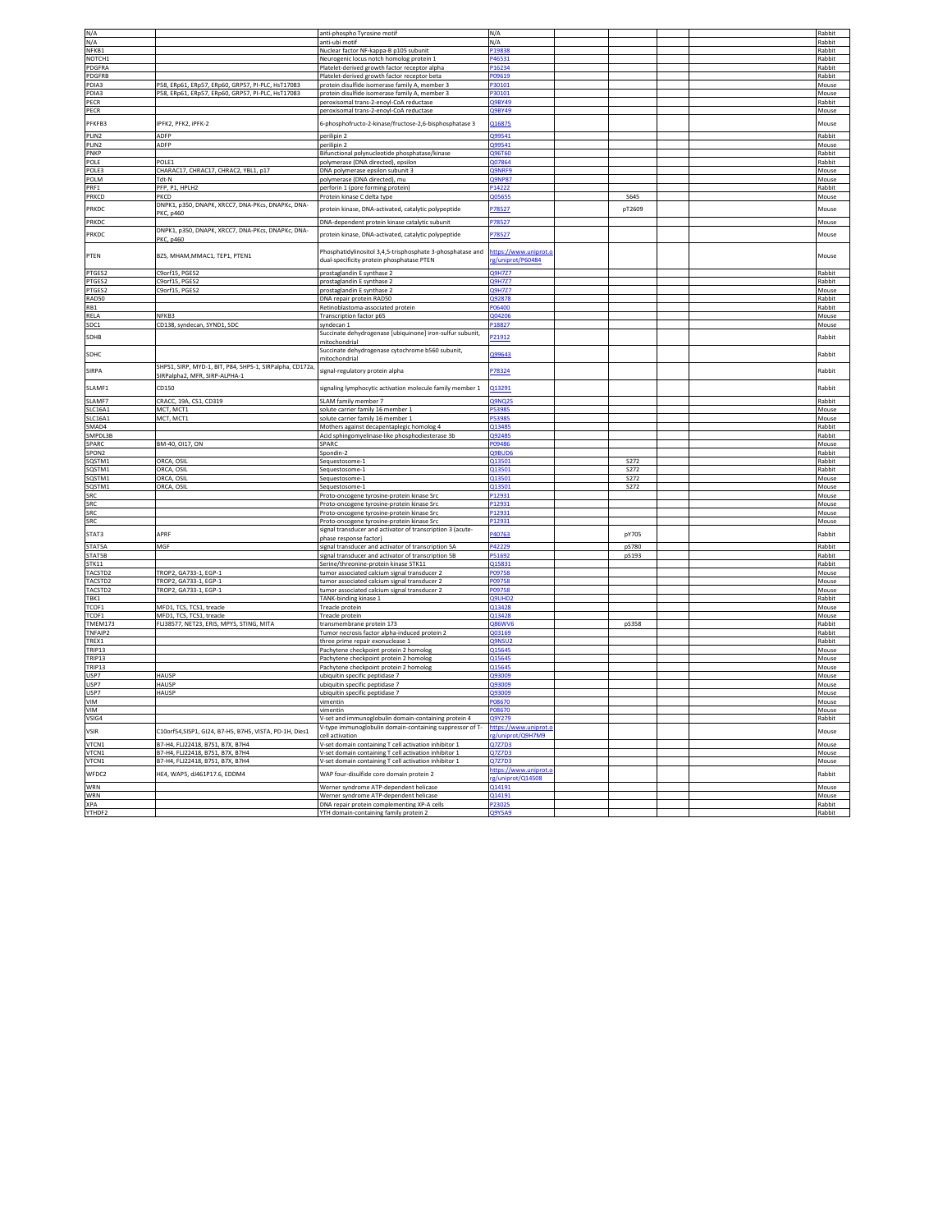| | | | | | | | | |
|---|---|---|---|---|---|---|---|---|
| N/A | | anti-phospho Tyrosine motif | N/A | | | | | Rabbit |
| N/A | | anti-ubi motif | N/A | | | | | Rabbit |
| NFKB1 | | Nuclear factor NF-kappa-B p105 subunit | P19838 | | | | | Rabbit |
| NOTCH1 | | Neurogenic locus notch homolog protein 1 | P46531 | | | | | Rabbit |
| PDGFRA | | Platelet-derived growth factor receptor alpha | P16234 | | | | | Rabbit |
| PDGFRB | | Platelet-derived growth factor receptor beta | P09619 | | | | | Rabbit |
| PDIA3 | P58, ERp61, ERp57, ERp60, GRP57, PI-PLC, HsT17083 | protein disulfide isomerase family A, member 3 | P30101 | | | | | Mouse |
| PDIA3 | P58, ERp61, ERp57, ERp60, GRP57, PI-PLC, HsT17083 | protein disulfide isomerase family A, member 3 | P30101 | | | | | Mouse |
| PECR | | peroxisomal trans-2-enoyl-CoA reductase | Q9BY49 | | | | | Rabbit |
| PECR | | peroxisomal trans-2-enoyl-CoA reductase | Q9BY49 | | | | | Mouse |
| PFKFB3 | IPFK2, PFK2, iPFK-2 | 6-phosphofructo-2-kinase/fructose-2,6-bisphosphatase 3 | Q16875 | | | | | Mouse |
| PLIN2 | ADFP | perilipin 2 | Q99541 | | | | | Rabbit |
| PLIN2 | ADFP | perilipin 2 | Q99541 | | | | | Mouse |
| PNKP | | Bifunctional polynucleotide phosphatase/kinase | Q96T60 | | | | | Rabbit |
| POLE | POLE1 | polymerase (DNA directed), epsilon | Q07864 | | | | | Rabbit |
| POLE3 | CHARAC17, CHRAC17, CHRAC2, YBL1, p17 | DNA polymerase epsilon subunit 3 | Q9NRF9 | | | | | Mouse |
| POLM | Tdt-N | polymerase (DNA directed), mu | Q9NP87 | | | | | Mouse |
| PRF1 | PFP, P1, HPLH2 | perforin 1 (pore forming protein) | P14222 | | | | | Rabbit |
| PRKCD | PKCD | Protein kinase C delta type | Q05655 | | S645 | | | Mouse |
| PRKDC | DNPK1, p350, DNAPK, XRCC7, DNA-PKcs, DNAPKc, DNA-PKC, p460 | protein kinase, DNA-activated, catalytic polypeptide | P78527 | | pT2609 | | | Mouse |
| PRKDC | | DNA-dependent protein kinase catalytic subunit | P78527 | | | | | Mouse |
| PRKDC | DNPK1, p350, DNAPK, XRCC7, DNA-PKcs, DNAPKc, DNA-PKC, p460 | protein kinase, DNA-activated, catalytic polypeptide | P78527 | | | | | Mouse |
| PTEN | BZS, MHAM,MMAC1, TEP1, PTEN1 | Phosphatidylinositol 3,4,5-trisphosphate 3-phosphatase and dual-specificity protein phosphatase PTEN | https://www.uniprot.org/uniprot/P60484 | | | | | Mouse |
| PTGES2 | C9orf15, PGES2 | prostaglandin E synthase 2 | Q9H7Z7 | | | | | Rabbit |
| PTGES2 | C9orf15, PGES2 | prostaglandin E synthase 2 | Q9H7Z7 | | | | | Rabbit |
| PTGES2 | C9orf15, PGES2 | prostaglandin E synthase 2 | Q9H7Z7 | | | | | Mouse |
| RAD50 | | DNA repair protein RAD50 | Q92878 | | | | | Rabbit |
| RB1 | | Retinoblastoma-associated protein | P06400 | | | | | Rabbit |
| RELA | NFKB3 | Transcription factor p65 | Q04206 | | | | | Mouse |
| SDC1 | CD138, syndecan, SYND1, SDC | syndecan 1 | P18827 | | | | | Mouse |
| SDHB | | Succinate dehydrogenase [ubiquinone] iron-sulfur subunit, mitochondrial | P21912 | | | | | Rabbit |
| SDHC | | Succinate dehydrogenase cytochrome b560 subunit, mitochondrial | Q99643 | | | | | Rabbit |
| SIRPA | SHPS1, SIRP, MYD-1, BIT, P84, SHPS-1, SIRPalpha, CD172a, SIRPalpha2, MFR, SIRP-ALPHA-1 | signal-regulatory protein alpha | P78324 | | | | | Rabbit |
| SLAMF1 | CD150 | signaling lymphocytic activation molecule family member 1 | Q13291 | | | | | Rabbit |
| SLAMF7 | CRACC, 19A, CS1, CD319 | SLAM family member 7 | Q9NQ25 | | | | | Rabbit |
| SLC16A1 | MCT, MCT1 | solute carrier family 16 member 1 | P53985 | | | | | Mouse |
| SLC16A1 | MCT, MCT1 | solute carrier family 16 member 1 | P53985 | | | | | Mouse |
| SMAD4 | | Mothers against decapentaplegic homolog 4 | Q13485 | | | | | Rabbit |
| SMPDL3B | | Acid sphingomyelinase-like phosphodiesterase 3b | Q92485 | | | | | Rabbit |
| SPARC | BM-40, OI17, ON | SPARC | P09486 | | | | | Mouse |
| SPON2 | | Spondin-2 | Q9BUD6 | | | | | Rabbit |
| SQSTM1 | ORCA, OSIL | Sequestosome-1 | Q13501 | | S272 | | | Rabbit |
| SQSTM1 | ORCA, OSIL | Sequestosome-1 | Q13501 | | S272 | | | Rabbit |
| SQSTM1 | ORCA, OSIL | Sequestosome-1 | Q13501 | | S272 | | | Mouse |
| SQSTM1 | ORCA, OSIL | Sequestosome-1 | Q13501 | | S272 | | | Rabbit |
| SRC | | Proto-oncogene tyrosine-protein kinase Src | P12931 | | | | | Mouse |
| SRC | | Proto-oncogene tyrosine-protein kinase Src | P12931 | | | | | Mouse |
| SRC | | Proto-oncogene tyrosine-protein kinase Src | P12931 | | | | | Mouse |
| SRC | | Proto-oncogene tyrosine-protein kinase Src | P12931 | | | | | Mouse |
| STAT3 | APRF | signal transducer and activator of transcription 3 (acute-phase response factor) | P40763 | | pY705 | | | Rabbit |
| STAT5A | MGF | signal transducer and activator of transcription 5A | P42229 | | pS780 | | | Rabbit |
| STAT5B | | signal transducer and activator of transcription 5B | P51692 | | pS193 | | | Rabbit |
| STK11 | | Serine/threonine-protein kinase STK11 | Q15831 | | | | | Rabbit |
| TACSTD2 | TROP2, GA733-1, EGP-1 | tumor associated calcium signal transducer 2 | P09758 | | | | | Mouse |
| TACSTD2 | TROP2, GA733-1, EGP-1 | tumor associated calcium signal transducer 2 | P09758 | | | | | Mouse |
| TACSTD2 | TROP2, GA733-1, EGP-1 | tumor associated calcium signal transducer 2 | P09758 | | | | | Mouse |
| TBK1 | | TANK-binding kinase 1 | Q9UHD2 | | | | | Rabbit |
| TCOF1 | MFD1, TCS, TCS1, treacle | Treacle protein | Q13428 | | | | | Mouse |
| TCOF1 | MFD1, TCS, TCS1, treacle | Treacle protein | Q13428 | | | | | Mouse |
| TMEM173 | FLJ38577, NET23, ERIS, MPYS, STING, MITA | transmembrane protein 173 | Q86WV6 | | pS358 | | | Rabbit |
| TNFAIP2 | | Tumor necrosis factor alpha-induced protein 2 | Q03169 | | | | | Rabbit |
| TREX1 | | three prime repair exonuclease 1 | Q9NSU2 | | | | | Rabbit |
| TRIP13 | | Pachytene checkpoint protein 2 homolog | Q15645 | | | | | Mouse |
| TRIP13 | | Pachytene checkpoint protein 2 homolog | Q15645 | | | | | Mouse |
| TRIP13 | | Pachytene checkpoint protein 2 homolog | Q15645 | | | | | Mouse |
| USP7 | HAUSP | ubiquitin specific peptidase 7 | Q93009 | | | | | Mouse |
| USP7 | HAUSP | ubiquitin specific peptidase 7 | Q93009 | | | | | Mouse |
| USP7 | HAUSP | ubiquitin specific peptidase 7 | Q93009 | | | | | Mouse |
| VIM | | vimentin | P08670 | | | | | Mouse |
| VIM | | vimentin | P08670 | | | | | Mouse |
| VSIG4 | | V-set and immunoglobulin domain-containing protein 4 | Q9Y279 | | | | | Rabbit |
| VSIR | C10orf54,SISP1, GI24, B7-H5, B7H5, VISTA, PD-1H, Dies1 | V-type immunoglobulin domain-containing suppressor of T-cell activation | https://www.uniprot.org/uniprot/Q9H7M9 | | | | | Mouse |
| VTCN1 | B7-H4, FLJ22418, B7S1, B7X, B7H4 | V-set domain containing T cell activation inhibitor 1 | Q7Z7D3 | | | | | Mouse |
| VTCN1 | B7-H4, FLJ22418, B7S1, B7X, B7H4 | V-set domain containing T cell activation inhibitor 1 | Q7Z7D3 | | | | | Mouse |
| VTCN1 | B7-H4, FLJ22418, B7S1, B7X, B7H4 | V-set domain containing T cell activation inhibitor 1 | Q7Z7D3 | | | | | Mouse |
| WFDC2 | HE4, WAP5, dJ461P17.6, EDDM4 | WAP four-disulfide core domain protein 2 | https://www.uniprot.org/uniprot/Q14508 | | | | | Rabbit |
| WRN | | Werner syndrome ATP-dependent helicase | Q14191 | | | | | Mouse |
| WRN | | Werner syndrome ATP-dependent helicase | Q14191 | | | | | Mouse |
| XPA | | DNA repair protein complementing XP-A cells | P23025 | | | | | Rabbit |
| YTHDF2 | | YTH domain-containing family protein 2 | Q9Y5A9 | | | | | Rabbit |